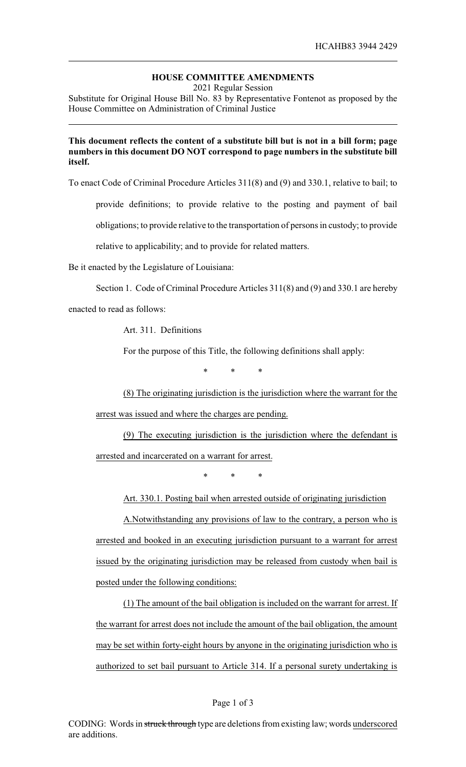HCAHB83 3944 2429

## HOUSE COMMITTEE AMENDMENTS

2021 Regular Session

Substitute for Original House Bill No. 83 by Representative Fontenot as proposed by the House Committee on Administration of Criminal Justice

**This document reflects the content of a substitute bill but is not in a bill form; page numbers in this document DO NOT correspond to page numbers in the substitute bill itself.**

To enact Code of Criminal Procedure Articles 311(8) and (9) and 330.1, relative to bail; to provide definitions; to provide relative to the posting and payment of bail obligations; to provide relative to the transportation of persons in custody; to provide relative to applicability; and to provide for related matters.

Be it enacted by the Legislature of Louisiana:

Section 1. Code of Criminal Procedure Articles 311(8) and (9) and 330.1 are hereby enacted to read as follows:

Art. 311. Definitions

For the purpose of this Title, the following definitions shall apply:

\* \* \*

<u>(8) The originating jurisdiction is the jurisdiction where the warrant for the arrest was issued and where the charges are pending.</u>

<u>(9) The executing jurisdiction is the jurisdiction where the defendant is arrested and incarcerated on a warrant for arrest.</u>

\* \* \*

<u>Art. 330.1. Posting bail when arrested outside of originating jurisdiction</u>

<u>A.Notwithstanding any provisions of law to the contrary, a person who is arrested and booked in an executing jurisdiction pursuant to a warrant for arrest issued by the originating jurisdiction may be released from custody when bail is posted under the following conditions:</u>

<u>(1) The amount of the bail obligation is included on the warrant for arrest. If the warrant for arrest does not include the amount of the bail obligation, the amount may be set within forty-eight hours by anyone in the originating jurisdiction who is authorized to set bail pursuant to Article 314. If a personal surety undertaking is</u>

CODING: Words in ~~struck through~~ type are deletions from existing law; words <u>underscored</u> are additions.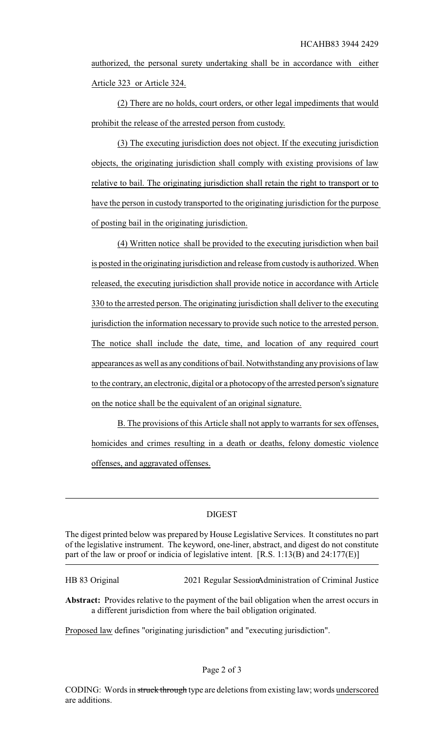authorized, the personal surety undertaking shall be in accordance with either Article 323 or Article 324.

(2) There are no holds, court orders, or other legal impediments that would prohibit the release of the arrested person from custody.

(3) The executing jurisdiction does not object. If the executing jurisdiction objects, the originating jurisdiction shall comply with existing provisions of law relative to bail. The originating jurisdiction shall retain the right to transport or to have the person in custody transported to the originating jurisdiction for the purpose of posting bail in the originating jurisdiction.

(4) Written notice shall be provided to the executing jurisdiction when bail is posted in the originating jurisdiction and release from custody is authorized. When released, the executing jurisdiction shall provide notice in accordance with Article 330 to the arrested person. The originating jurisdiction shall deliver to the executing jurisdiction the information necessary to provide such notice to the arrested person. The notice shall include the date, time, and location of any required court appearances as well as any conditions of bail. Notwithstanding any provisions of law to the contrary, an electronic, digital or a photocopy of the arrested person's signature on the notice shall be the equivalent of an original signature.

B. The provisions of this Article shall not apply to warrants for sex offenses, homicides and crimes resulting in a death or deaths, felony domestic violence offenses, and aggravated offenses.

---

## DIGEST

The digest printed below was prepared by House Legislative Services. It constitutes no part of the legislative instrument. The keyword, one-liner, abstract, and digest do not constitute part of the law or proof or indicia of legislative intent. [R.S. 1:13(B) and 24:177(E)]

HB 83 Original 2021 Regular Session Administration of Criminal Justice

**Abstract:** Provides relative to the payment of the bail obligation when the arrest occurs in a different jurisdiction from where the bail obligation originated.

Proposed law defines "originating jurisdiction" and "executing jurisdiction".

CODING: Words in ~~struck through~~ type are deletions from existing law; words underscored are additions.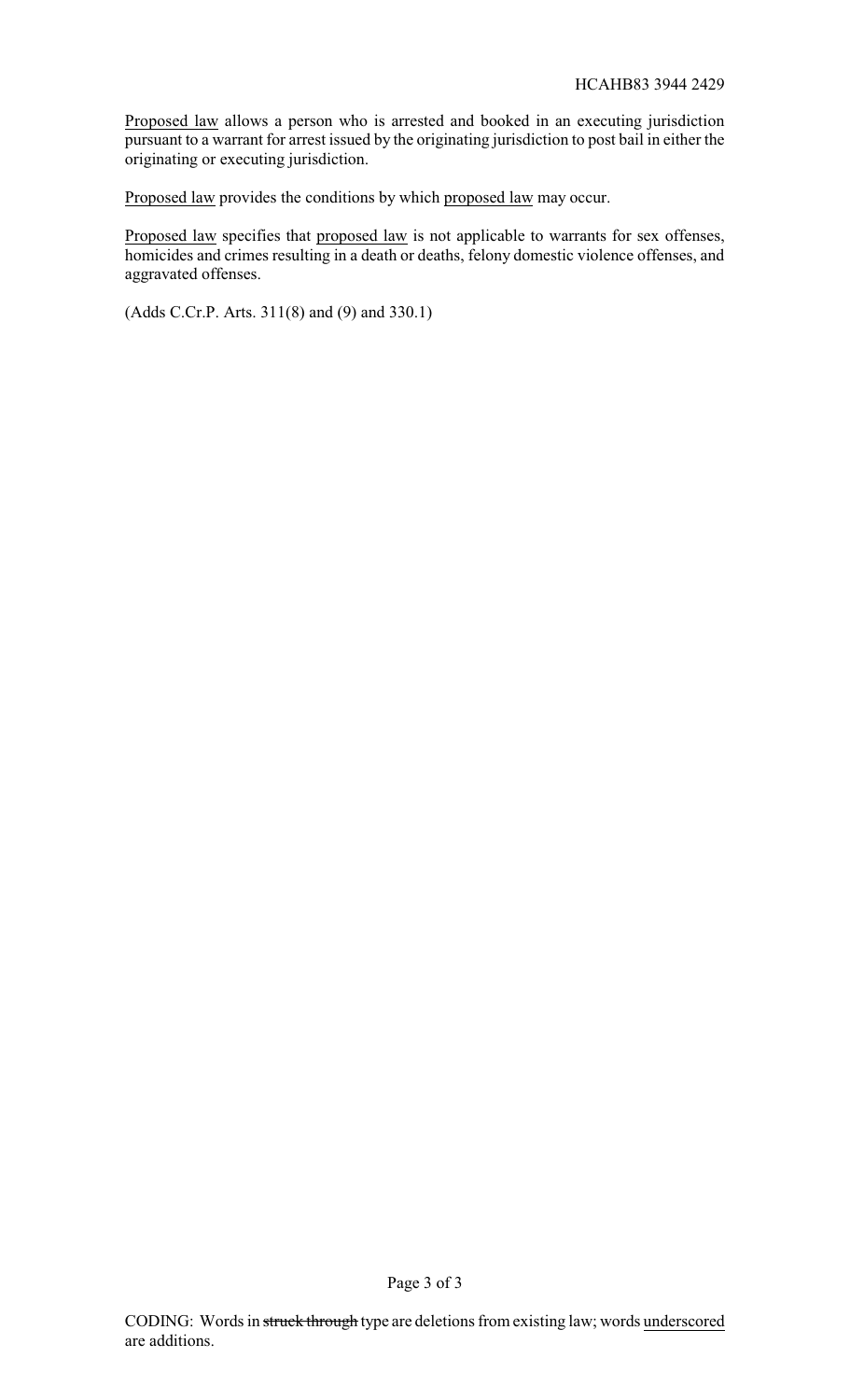<u>Proposed law</u> allows a person who is arrested and booked in an executing jurisdiction pursuant to a warrant for arrest issued by the originating jurisdiction to post bail in either the originating or executing jurisdiction.

<u>Proposed law</u> provides the conditions by which <u>proposed law</u> may occur.

<u>Proposed law</u> specifies that <u>proposed law</u> is not applicable to warrants for sex offenses, homicides and crimes resulting in a death or deaths, felony domestic violence offenses, and aggravated offenses.

(Adds C.Cr.P. Arts. 311(8) and (9) and 330.1)

CODING: Words in ~~struck through~~ type are deletions from existing law; words <u>underscored</u> are additions.